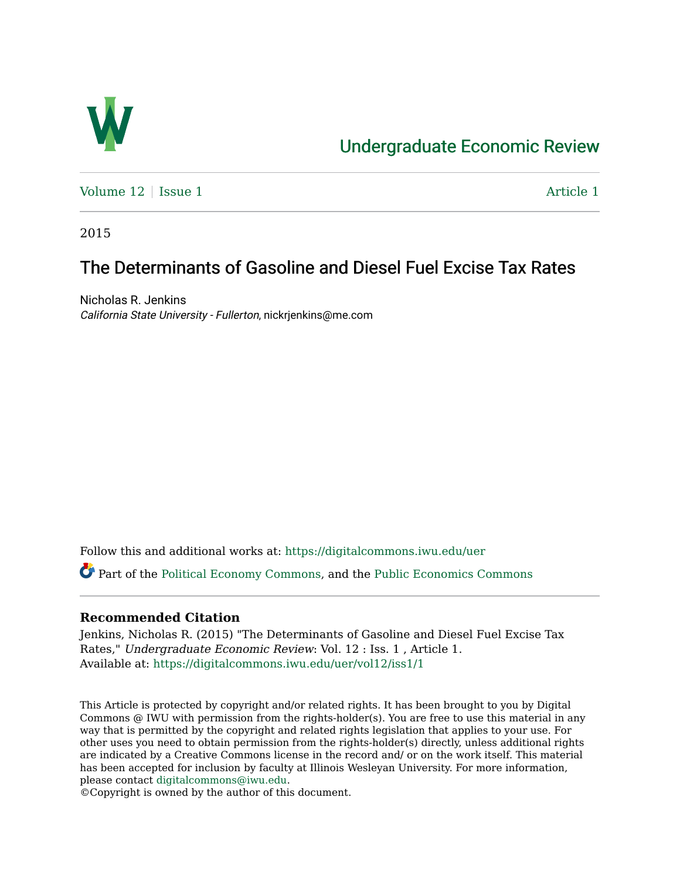# Undergraduate Economic Review

Volume 12 | Issue 1 — Article 1

2015

## The Determinants of Gasoline and Diesel Fuel Excise Tax Rates

Nicholas R. Jenkins
*California State University - Fullerton*, nickrjenkins@me.com

Follow this and additional works at: https://digitalcommons.iwu.edu/uer

Part of the Political Economy Commons, and the Public Economics Commons

### Recommended Citation

Jenkins, Nicholas R. (2015) "The Determinants of Gasoline and Diesel Fuel Excise Tax Rates," *Undergraduate Economic Review*: Vol. 12 : Iss. 1 , Article 1.
Available at: https://digitalcommons.iwu.edu/uer/vol12/iss1/1

This Article is protected by copyright and/or related rights. It has been brought to you by Digital Commons @ IWU with permission from the rights-holder(s). You are free to use this material in any way that is permitted by the copyright and related rights legislation that applies to your use. For other uses you need to obtain permission from the rights-holder(s) directly, unless additional rights are indicated by a Creative Commons license in the record and/ or on the work itself. This material has been accepted for inclusion by faculty at Illinois Wesleyan University. For more information, please contact digitalcommons@iwu.edu.
©Copyright is owned by the author of this document.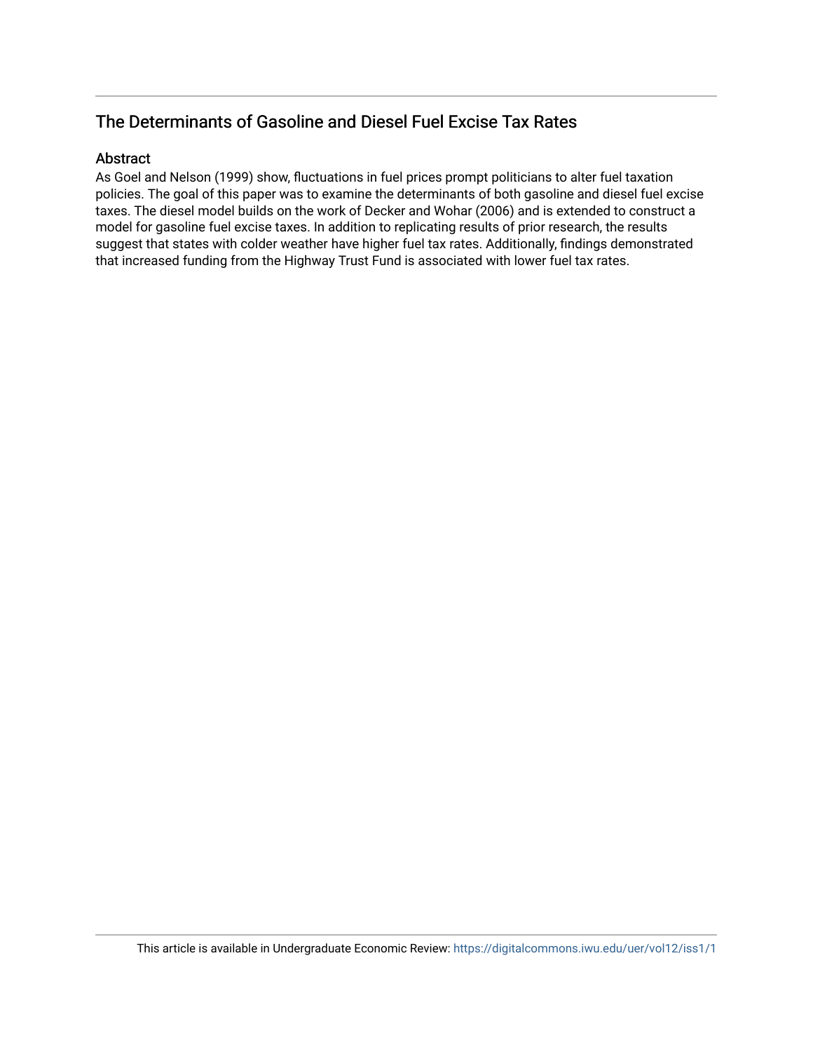## The Determinants of Gasoline and Diesel Fuel Excise Tax Rates

### Abstract

As Goel and Nelson (1999) show, fluctuations in fuel prices prompt politicians to alter fuel taxation policies. The goal of this paper was to examine the determinants of both gasoline and diesel fuel excise taxes. The diesel model builds on the work of Decker and Wohar (2006) and is extended to construct a model for gasoline fuel excise taxes. In addition to replicating results of prior research, the results suggest that states with colder weather have higher fuel tax rates. Additionally, findings demonstrated that increased funding from the Highway Trust Fund is associated with lower fuel tax rates.

This article is available in Undergraduate Economic Review: https://digitalcommons.iwu.edu/uer/vol12/iss1/1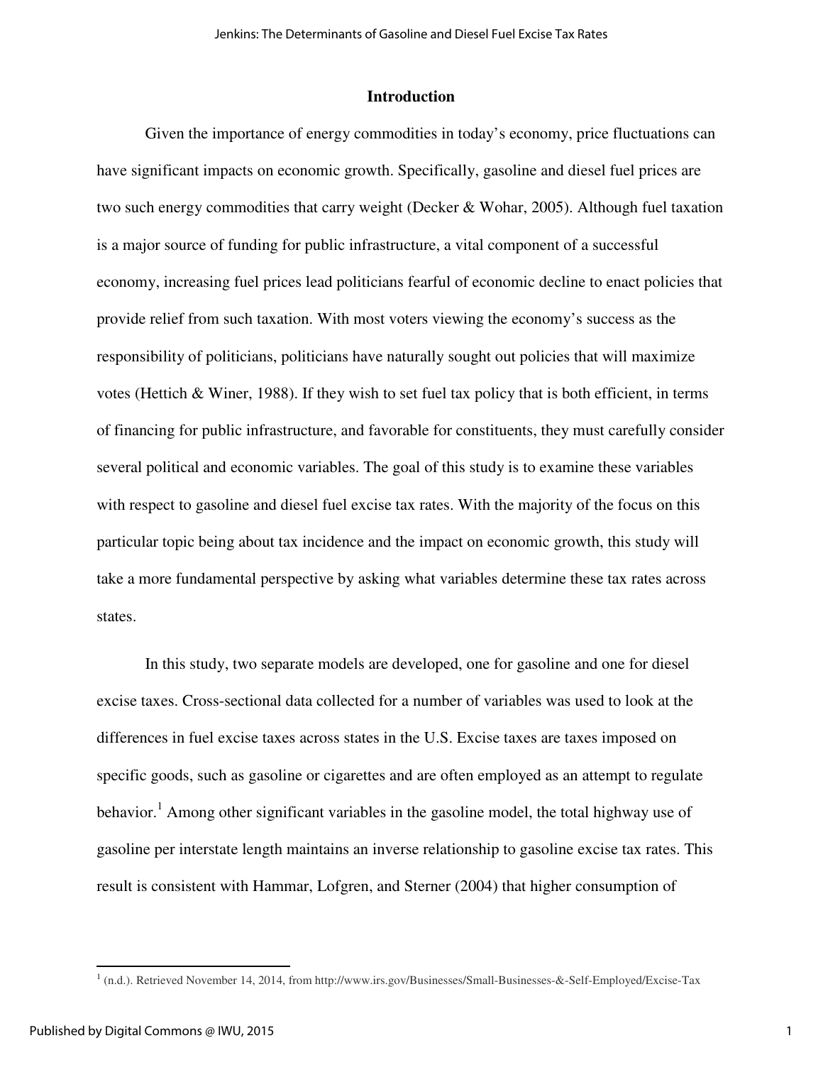## Introduction

Given the importance of energy commodities in today's economy, price fluctuations can have significant impacts on economic growth. Specifically, gasoline and diesel fuel prices are two such energy commodities that carry weight (Decker & Wohar, 2005). Although fuel taxation is a major source of funding for public infrastructure, a vital component of a successful economy, increasing fuel prices lead politicians fearful of economic decline to enact policies that provide relief from such taxation. With most voters viewing the economy's success as the responsibility of politicians, politicians have naturally sought out policies that will maximize votes (Hettich & Winer, 1988). If they wish to set fuel tax policy that is both efficient, in terms of financing for public infrastructure, and favorable for constituents, they must carefully consider several political and economic variables. The goal of this study is to examine these variables with respect to gasoline and diesel fuel excise tax rates. With the majority of the focus on this particular topic being about tax incidence and the impact on economic growth, this study will take a more fundamental perspective by asking what variables determine these tax rates across states.

In this study, two separate models are developed, one for gasoline and one for diesel excise taxes. Cross-sectional data collected for a number of variables was used to look at the differences in fuel excise taxes across states in the U.S. Excise taxes are taxes imposed on specific goods, such as gasoline or cigarettes and are often employed as an attempt to regulate behavior.[1] Among other significant variables in the gasoline model, the total highway use of gasoline per interstate length maintains an inverse relationship to gasoline excise tax rates. This result is consistent with Hammar, Lofgren, and Sterner (2004) that higher consumption of

[1] (n.d.). Retrieved November 14, 2014, from http://www.irs.gov/Businesses/Small-Businesses-&-Self-Employed/Excise-Tax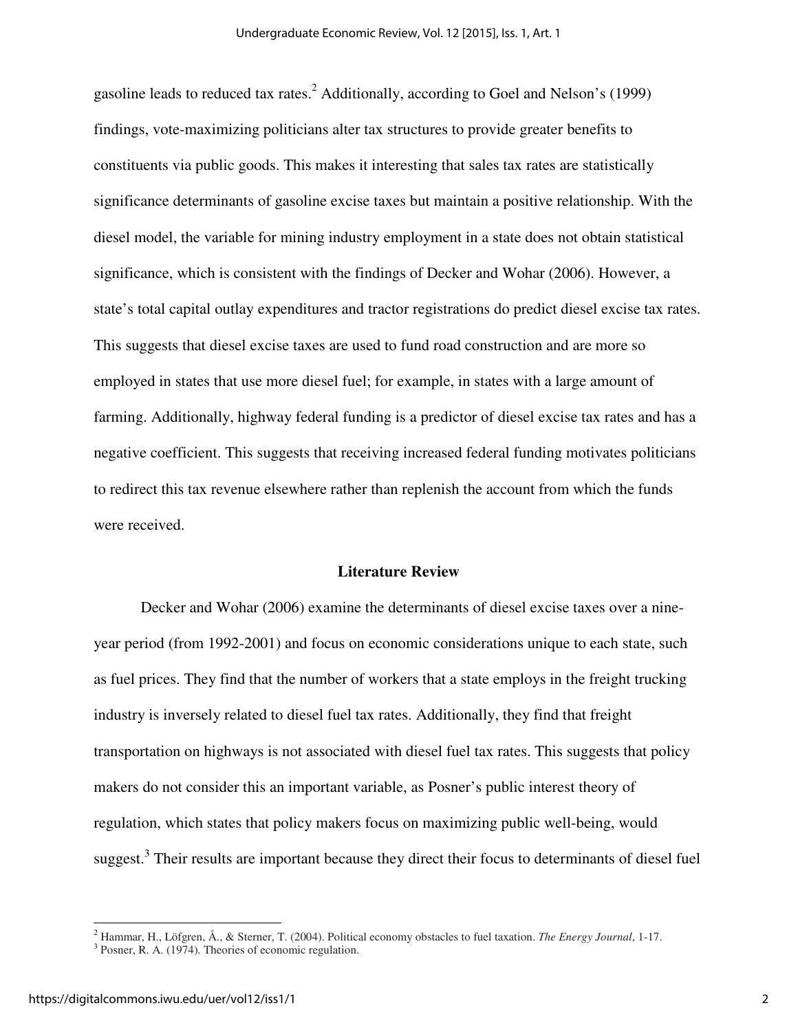gasoline leads to reduced tax rates.[2] Additionally, according to Goel and Nelson's (1999) findings, vote-maximizing politicians alter tax structures to provide greater benefits to constituents via public goods. This makes it interesting that sales tax rates are statistically significance determinants of gasoline excise taxes but maintain a positive relationship. With the diesel model, the variable for mining industry employment in a state does not obtain statistical significance, which is consistent with the findings of Decker and Wohar (2006). However, a state's total capital outlay expenditures and tractor registrations do predict diesel excise tax rates. This suggests that diesel excise taxes are used to fund road construction and are more so employed in states that use more diesel fuel; for example, in states with a large amount of farming. Additionally, highway federal funding is a predictor of diesel excise tax rates and has a negative coefficient. This suggests that receiving increased federal funding motivates politicians to redirect this tax revenue elsewhere rather than replenish the account from which the funds were received.

## Literature Review

Decker and Wohar (2006) examine the determinants of diesel excise taxes over a nine-year period (from 1992-2001) and focus on economic considerations unique to each state, such as fuel prices. They find that the number of workers that a state employs in the freight trucking industry is inversely related to diesel fuel tax rates. Additionally, they find that freight transportation on highways is not associated with diesel fuel tax rates. This suggests that policy makers do not consider this an important variable, as Posner's public interest theory of regulation, which states that policy makers focus on maximizing public well-being, would suggest.[3] Their results are important because they direct their focus to determinants of diesel fuel

[2] Hammar, H., Löfgren, Å., & Sterner, T. (2004). Political economy obstacles to fuel taxation. *The Energy Journal*, 1-17.

[3] Posner, R. A. (1974). Theories of economic regulation.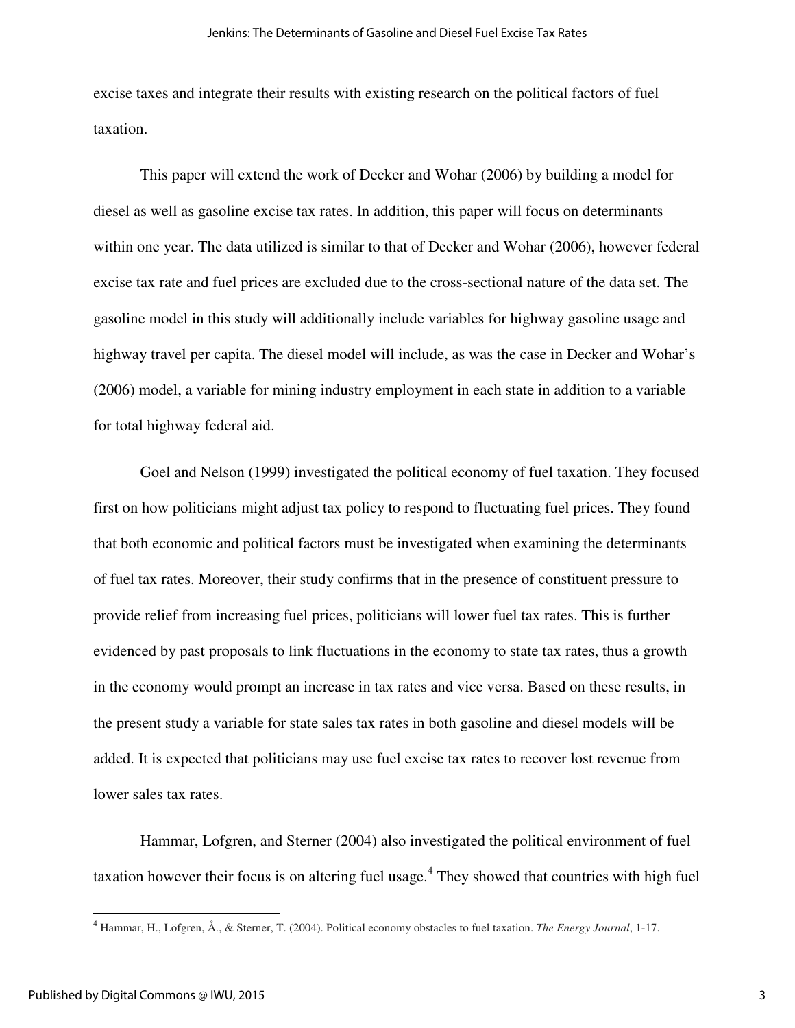excise taxes and integrate their results with existing research on the political factors of fuel taxation.

This paper will extend the work of Decker and Wohar (2006) by building a model for diesel as well as gasoline excise tax rates. In addition, this paper will focus on determinants within one year. The data utilized is similar to that of Decker and Wohar (2006), however federal excise tax rate and fuel prices are excluded due to the cross-sectional nature of the data set. The gasoline model in this study will additionally include variables for highway gasoline usage and highway travel per capita. The diesel model will include, as was the case in Decker and Wohar's (2006) model, a variable for mining industry employment in each state in addition to a variable for total highway federal aid.

Goel and Nelson (1999) investigated the political economy of fuel taxation. They focused first on how politicians might adjust tax policy to respond to fluctuating fuel prices. They found that both economic and political factors must be investigated when examining the determinants of fuel tax rates. Moreover, their study confirms that in the presence of constituent pressure to provide relief from increasing fuel prices, politicians will lower fuel tax rates. This is further evidenced by past proposals to link fluctuations in the economy to state tax rates, thus a growth in the economy would prompt an increase in tax rates and vice versa. Based on these results, in the present study a variable for state sales tax rates in both gasoline and diesel models will be added. It is expected that politicians may use fuel excise tax rates to recover lost revenue from lower sales tax rates.

Hammar, Lofgren, and Sterner (2004) also investigated the political environment of fuel taxation however their focus is on altering fuel usage.[4] They showed that countries with high fuel

[4] Hammar, H., Löfgren, Å., & Sterner, T. (2004). Political economy obstacles to fuel taxation. *The Energy Journal*, 1-17.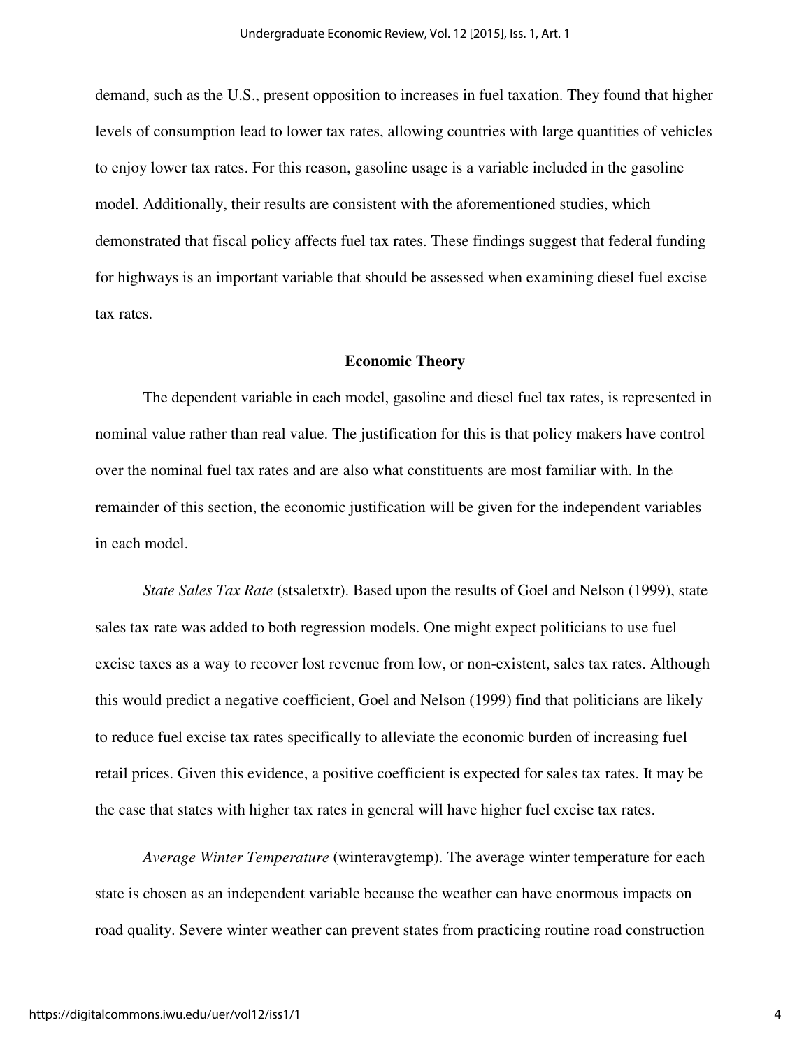demand, such as the U.S., present opposition to increases in fuel taxation. They found that higher levels of consumption lead to lower tax rates, allowing countries with large quantities of vehicles to enjoy lower tax rates. For this reason, gasoline usage is a variable included in the gasoline model. Additionally, their results are consistent with the aforementioned studies, which demonstrated that fiscal policy affects fuel tax rates. These findings suggest that federal funding for highways is an important variable that should be assessed when examining diesel fuel excise tax rates.

## Economic Theory

The dependent variable in each model, gasoline and diesel fuel tax rates, is represented in nominal value rather than real value. The justification for this is that policy makers have control over the nominal fuel tax rates and are also what constituents are most familiar with. In the remainder of this section, the economic justification will be given for the independent variables in each model.

*State Sales Tax Rate* (stsaletxtr). Based upon the results of Goel and Nelson (1999), state sales tax rate was added to both regression models. One might expect politicians to use fuel excise taxes as a way to recover lost revenue from low, or non-existent, sales tax rates. Although this would predict a negative coefficient, Goel and Nelson (1999) find that politicians are likely to reduce fuel excise tax rates specifically to alleviate the economic burden of increasing fuel retail prices. Given this evidence, a positive coefficient is expected for sales tax rates. It may be the case that states with higher tax rates in general will have higher fuel excise tax rates.

*Average Winter Temperature* (winteravgtemp). The average winter temperature for each state is chosen as an independent variable because the weather can have enormous impacts on road quality. Severe winter weather can prevent states from practicing routine road construction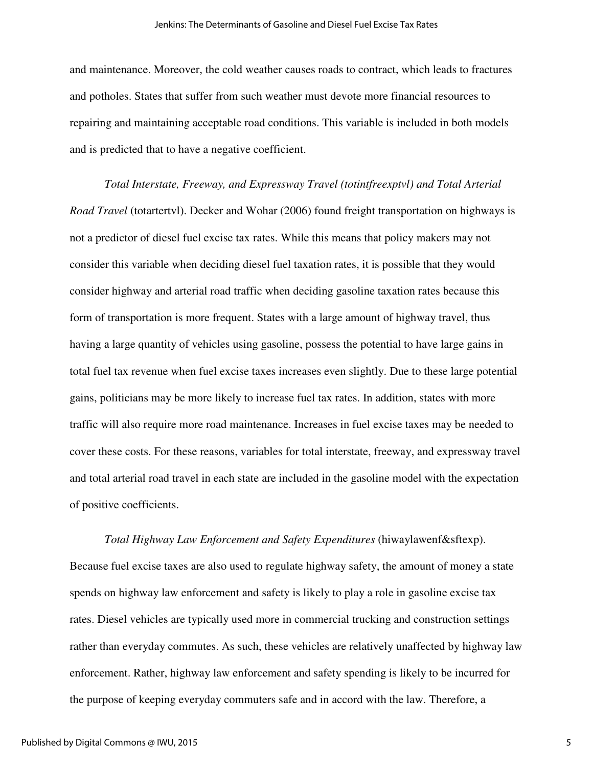and maintenance. Moreover, the cold weather causes roads to contract, which leads to fractures and potholes. States that suffer from such weather must devote more financial resources to repairing and maintaining acceptable road conditions. This variable is included in both models and is predicted that to have a negative coefficient.

*Total Interstate, Freeway, and Expressway Travel (totintfreexptvl) and Total Arterial Road Travel* (totartertvl). Decker and Wohar (2006) found freight transportation on highways is not a predictor of diesel fuel excise tax rates. While this means that policy makers may not consider this variable when deciding diesel fuel taxation rates, it is possible that they would consider highway and arterial road traffic when deciding gasoline taxation rates because this form of transportation is more frequent. States with a large amount of highway travel, thus having a large quantity of vehicles using gasoline, possess the potential to have large gains in total fuel tax revenue when fuel excise taxes increases even slightly. Due to these large potential gains, politicians may be more likely to increase fuel tax rates. In addition, states with more traffic will also require more road maintenance. Increases in fuel excise taxes may be needed to cover these costs. For these reasons, variables for total interstate, freeway, and expressway travel and total arterial road travel in each state are included in the gasoline model with the expectation of positive coefficients.

*Total Highway Law Enforcement and Safety Expenditures* (hiwaylawenf&sftexp). Because fuel excise taxes are also used to regulate highway safety, the amount of money a state spends on highway law enforcement and safety is likely to play a role in gasoline excise tax rates. Diesel vehicles are typically used more in commercial trucking and construction settings rather than everyday commutes. As such, these vehicles are relatively unaffected by highway law enforcement. Rather, highway law enforcement and safety spending is likely to be incurred for the purpose of keeping everyday commuters safe and in accord with the law. Therefore, a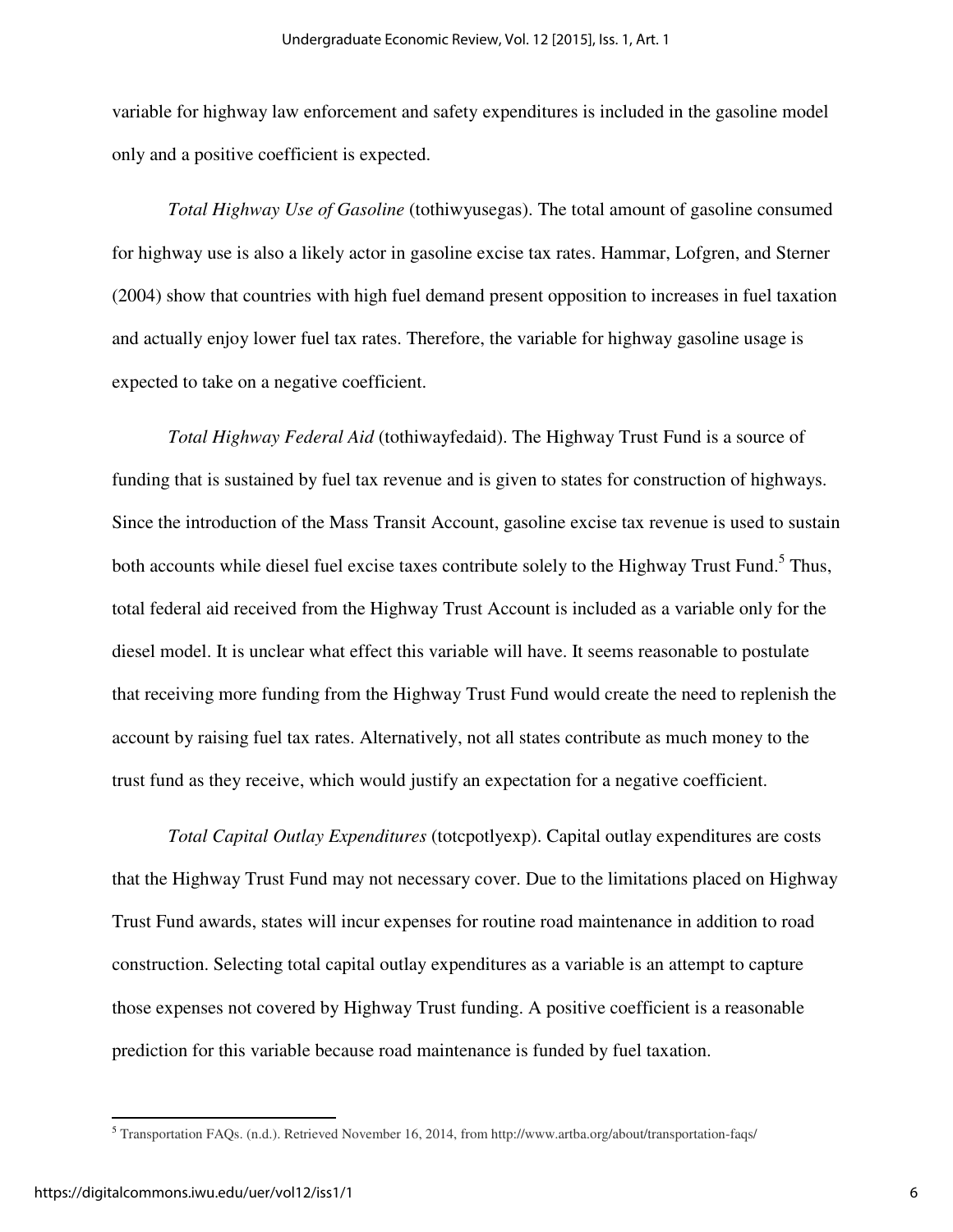variable for highway law enforcement and safety expenditures is included in the gasoline model only and a positive coefficient is expected.

*Total Highway Use of Gasoline* (tothiwyusegas). The total amount of gasoline consumed for highway use is also a likely actor in gasoline excise tax rates. Hammar, Lofgren, and Sterner (2004) show that countries with high fuel demand present opposition to increases in fuel taxation and actually enjoy lower fuel tax rates. Therefore, the variable for highway gasoline usage is expected to take on a negative coefficient.

*Total Highway Federal Aid* (tothiwayfedaid). The Highway Trust Fund is a source of funding that is sustained by fuel tax revenue and is given to states for construction of highways. Since the introduction of the Mass Transit Account, gasoline excise tax revenue is used to sustain both accounts while diesel fuel excise taxes contribute solely to the Highway Trust Fund.[5] Thus, total federal aid received from the Highway Trust Account is included as a variable only for the diesel model. It is unclear what effect this variable will have. It seems reasonable to postulate that receiving more funding from the Highway Trust Fund would create the need to replenish the account by raising fuel tax rates. Alternatively, not all states contribute as much money to the trust fund as they receive, which would justify an expectation for a negative coefficient.

*Total Capital Outlay Expenditures* (totcpotlyexp). Capital outlay expenditures are costs that the Highway Trust Fund may not necessary cover. Due to the limitations placed on Highway Trust Fund awards, states will incur expenses for routine road maintenance in addition to road construction. Selecting total capital outlay expenditures as a variable is an attempt to capture those expenses not covered by Highway Trust funding. A positive coefficient is a reasonable prediction for this variable because road maintenance is funded by fuel taxation.

[5] Transportation FAQs. (n.d.). Retrieved November 16, 2014, from http://www.artba.org/about/transportation-faqs/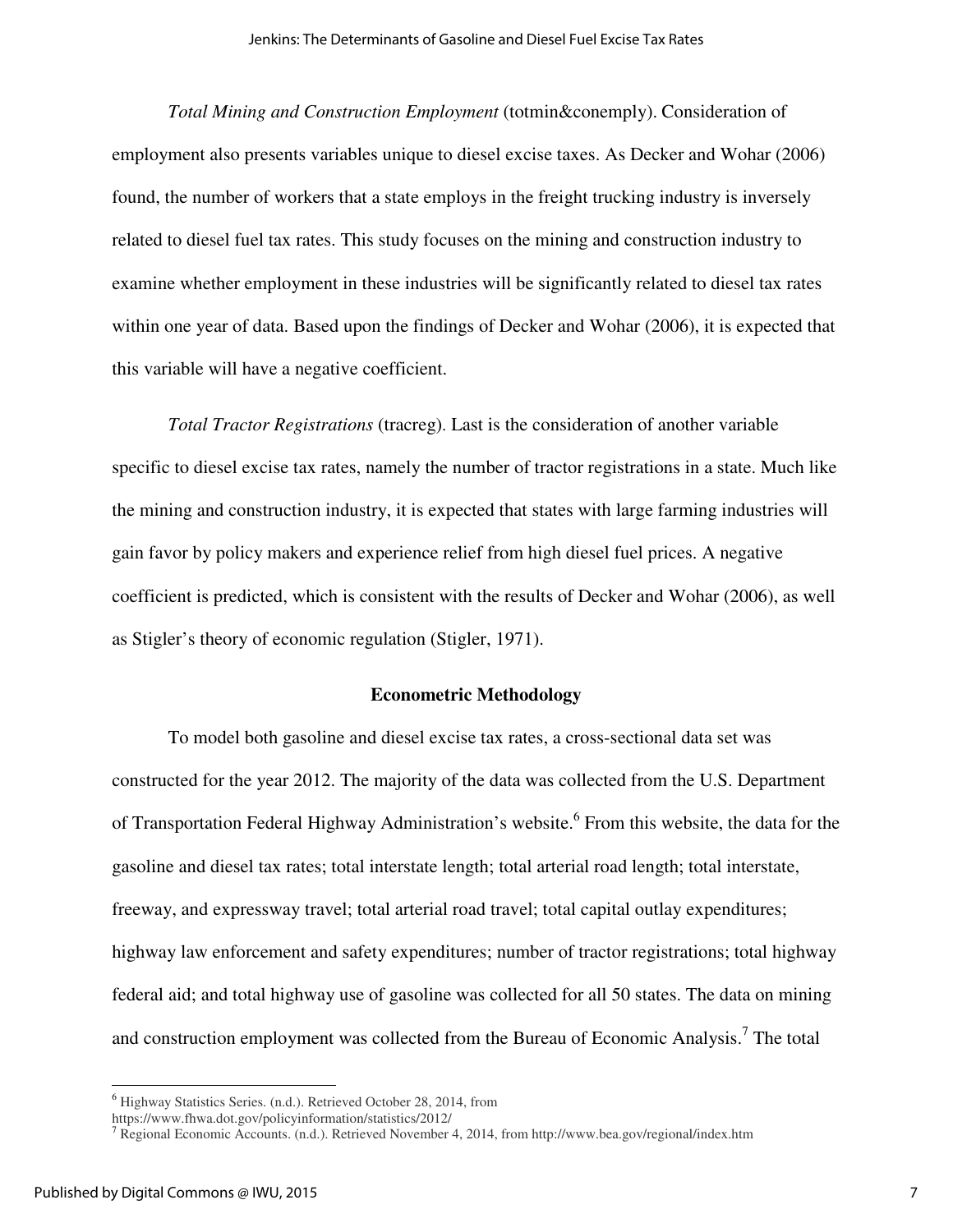*Total Mining and Construction Employment* (totmin&conemply). Consideration of employment also presents variables unique to diesel excise taxes. As Decker and Wohar (2006) found, the number of workers that a state employs in the freight trucking industry is inversely related to diesel fuel tax rates. This study focuses on the mining and construction industry to examine whether employment in these industries will be significantly related to diesel tax rates within one year of data. Based upon the findings of Decker and Wohar (2006), it is expected that this variable will have a negative coefficient.

*Total Tractor Registrations* (tracreg). Last is the consideration of another variable specific to diesel excise tax rates, namely the number of tractor registrations in a state. Much like the mining and construction industry, it is expected that states with large farming industries will gain favor by policy makers and experience relief from high diesel fuel prices. A negative coefficient is predicted, which is consistent with the results of Decker and Wohar (2006), as well as Stigler's theory of economic regulation (Stigler, 1971).

## Econometric Methodology

To model both gasoline and diesel excise tax rates, a cross-sectional data set was constructed for the year 2012. The majority of the data was collected from the U.S. Department of Transportation Federal Highway Administration's website.[6] From this website, the data for the gasoline and diesel tax rates; total interstate length; total arterial road length; total interstate, freeway, and expressway travel; total arterial road travel; total capital outlay expenditures; highway law enforcement and safety expenditures; number of tractor registrations; total highway federal aid; and total highway use of gasoline was collected for all 50 states. The data on mining and construction employment was collected from the Bureau of Economic Analysis.[7] The total

---

[6] Highway Statistics Series. (n.d.). Retrieved October 28, 2014, from https://www.fhwa.dot.gov/policyinformation/statistics/2012/

[7] Regional Economic Accounts. (n.d.). Retrieved November 4, 2014, from http://www.bea.gov/regional/index.htm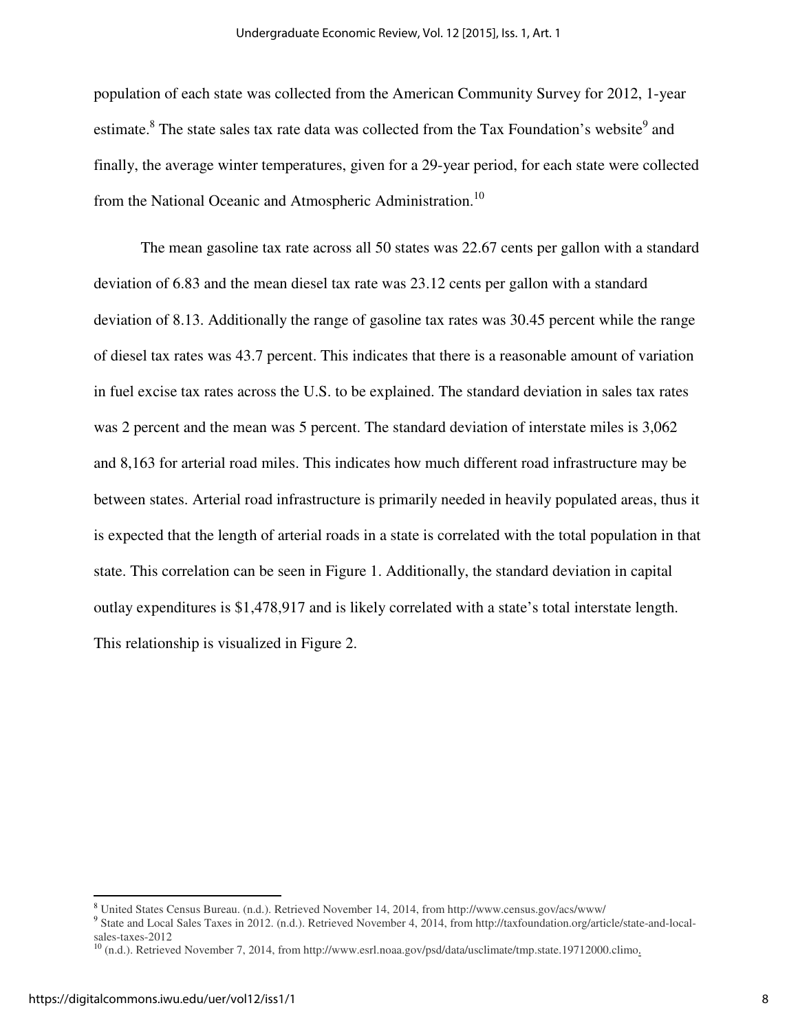population of each state was collected from the American Community Survey for 2012, 1-year estimate.[8] The state sales tax rate data was collected from the Tax Foundation's website[9] and finally, the average winter temperatures, given for a 29-year period, for each state were collected from the National Oceanic and Atmospheric Administration.[10]

The mean gasoline tax rate across all 50 states was 22.67 cents per gallon with a standard deviation of 6.83 and the mean diesel tax rate was 23.12 cents per gallon with a standard deviation of 8.13. Additionally the range of gasoline tax rates was 30.45 percent while the range of diesel tax rates was 43.7 percent. This indicates that there is a reasonable amount of variation in fuel excise tax rates across the U.S. to be explained. The standard deviation in sales tax rates was 2 percent and the mean was 5 percent. The standard deviation of interstate miles is 3,062 and 8,163 for arterial road miles. This indicates how much different road infrastructure may be between states. Arterial road infrastructure is primarily needed in heavily populated areas, thus it is expected that the length of arterial roads in a state is correlated with the total population in that state. This correlation can be seen in Figure 1. Additionally, the standard deviation in capital outlay expenditures is $1,478,917 and is likely correlated with a state's total interstate length. This relationship is visualized in Figure 2.

---

[8] United States Census Bureau. (n.d.). Retrieved November 14, 2014, from http://www.census.gov/acs/www/

[9] State and Local Sales Taxes in 2012. (n.d.). Retrieved November 4, 2014, from http://taxfoundation.org/article/state-and-local-sales-taxes-2012

[10] (n.d.). Retrieved November 7, 2014, from http://www.esrl.noaa.gov/psd/data/usclimate/tmp.state.19712000.climo.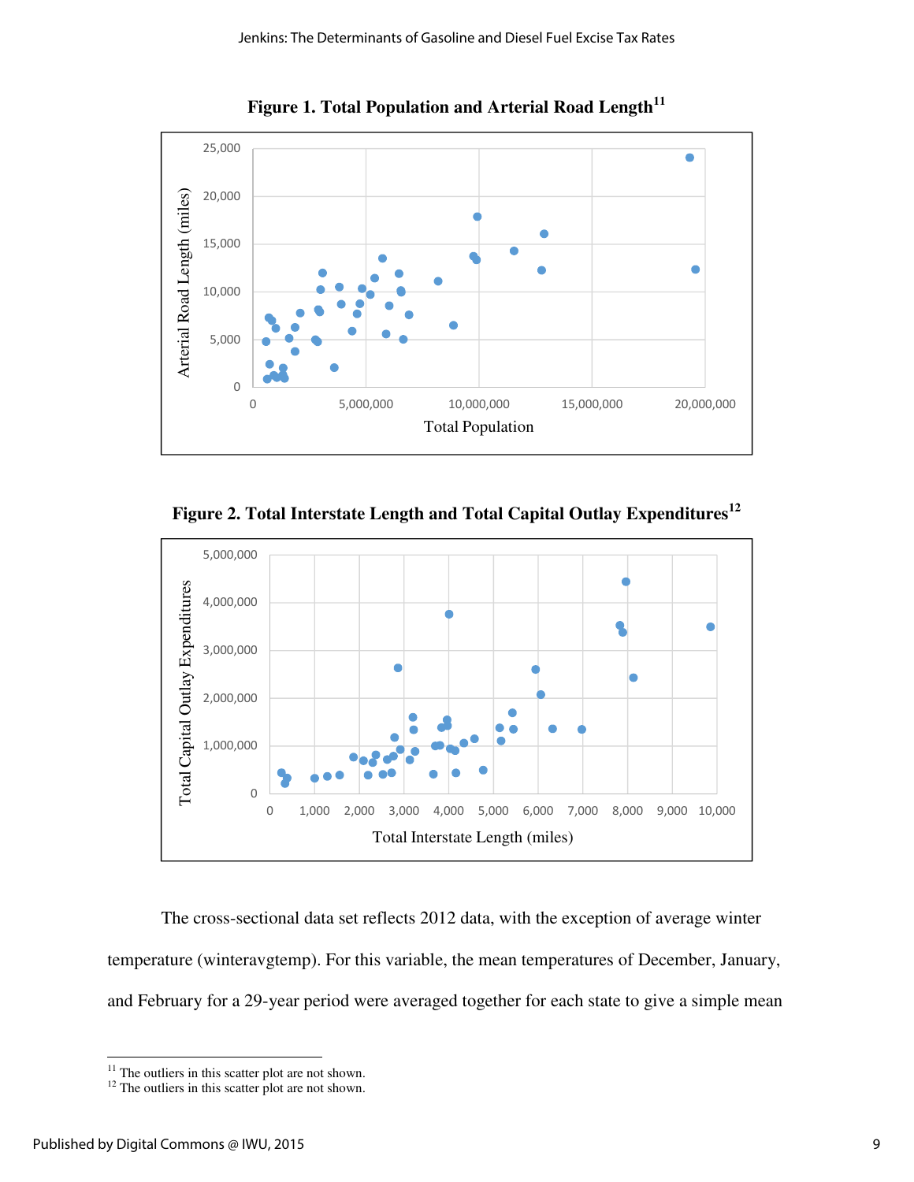**Figure 1. Total Population and Arterial Road Length**[11]

**Figure 2. Total Interstate Length and Total Capital Outlay Expenditures**[12]

The cross-sectional data set reflects 2012 data, with the exception of average winter temperature (winteravgtemp). For this variable, the mean temperatures of December, January, and February for a 29-year period were averaged together for each state to give a simple mean

---

[11] The outliers in this scatter plot are not shown.

[12] The outliers in this scatter plot are not shown.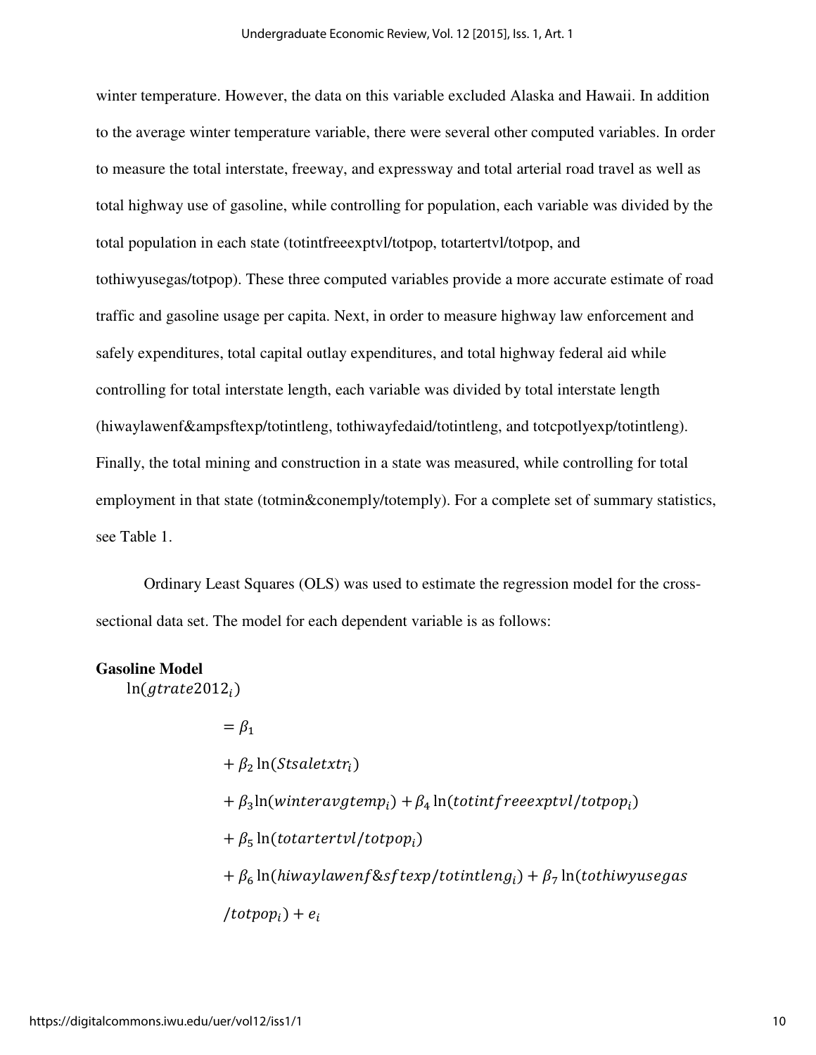winter temperature. However, the data on this variable excluded Alaska and Hawaii. In addition to the average winter temperature variable, there were several other computed variables. In order to measure the total interstate, freeway, and expressway and total arterial road travel as well as total highway use of gasoline, while controlling for population, each variable was divided by the total population in each state (totintfreeexptvl/totpop, totartertvl/totpop, and tothiwyusegas/totpop). These three computed variables provide a more accurate estimate of road traffic and gasoline usage per capita. Next, in order to measure highway law enforcement and safely expenditures, total capital outlay expenditures, and total highway federal aid while controlling for total interstate length, each variable was divided by total interstate length (hiwaylawenf&ampsftexp/totintleng, tothiwayfedaid/totintleng, and totcpotlyexp/totintleng). Finally, the total mining and construction in a state was measured, while controlling for total employment in that state (totmin&conemply/totemply). For a complete set of summary statistics, see Table 1.

Ordinary Least Squares (OLS) was used to estimate the regression model for the cross-sectional data set. The model for each dependent variable is as follows:

**Gasoline Model**

$$
\begin{aligned}
\ln(gtrate2012_i) &= \beta_1 \\
&+ \beta_2 \ln(Stsaletxtr_i) \\
&+ \beta_3 \ln(winteravgtemp_i) + \beta_4 \ln(totintfreeexptvl/totpop_i) \\
&+ \beta_5 \ln(totartertvl/totpop_i) \\
&+ \beta_6 \ln(hiwaylawenf\&sftexp/totintleng_i) + \beta_7 \ln(tothiwyusegas \\
&/totpop_i) + e_i
\end{aligned}
$$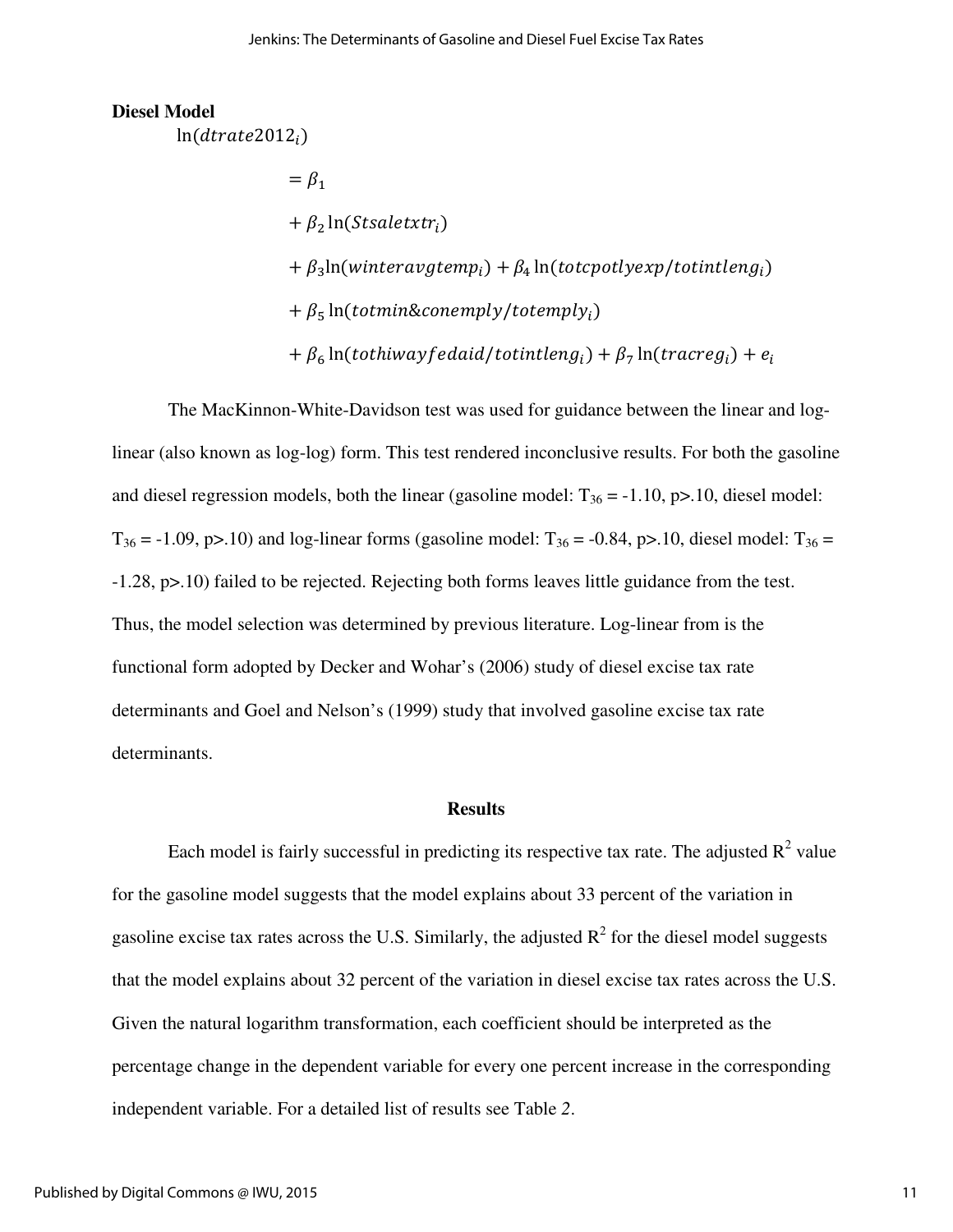**Diesel Model**

$$
\begin{aligned}
\ln(dtrate2012_i) &= \beta_1 \\
&+ \beta_2 \ln(Stsaletxtr_i) \\
&+ \beta_3 \ln(winteravgtemp_i) + \beta_4 \ln(totcpotlyexp/totintleng_i) \\
&+ \beta_5 \ln(totmin\&conemply/totemply_i) \\
&+ \beta_6 \ln(tothiwayfedaid/totintleng_i) + \beta_7 \ln(tracreg_i) + e_i
\end{aligned}
$$

The MacKinnon-White-Davidson test was used for guidance between the linear and log-linear (also known as log-log) form. This test rendered inconclusive results. For both the gasoline and diesel regression models, both the linear (gasoline model: $T_{36} = -1.10$, $p>.10$, diesel model: $T_{36} = -1.09$, $p>.10$) and log-linear forms (gasoline model: $T_{36} = -0.84$, $p>.10$, diesel model: $T_{36} = -1.28$, $p>.10$) failed to be rejected. Rejecting both forms leaves little guidance from the test. Thus, the model selection was determined by previous literature. Log-linear from is the functional form adopted by Decker and Wohar's (2006) study of diesel excise tax rate determinants and Goel and Nelson's (1999) study that involved gasoline excise tax rate determinants.

## Results

Each model is fairly successful in predicting its respective tax rate. The adjusted $R^2$ value for the gasoline model suggests that the model explains about 33 percent of the variation in gasoline excise tax rates across the U.S. Similarly, the adjusted $R^2$ for the diesel model suggests that the model explains about 32 percent of the variation in diesel excise tax rates across the U.S. Given the natural logarithm transformation, each coefficient should be interpreted as the percentage change in the dependent variable for every one percent increase in the corresponding independent variable. For a detailed list of results see Table *2*.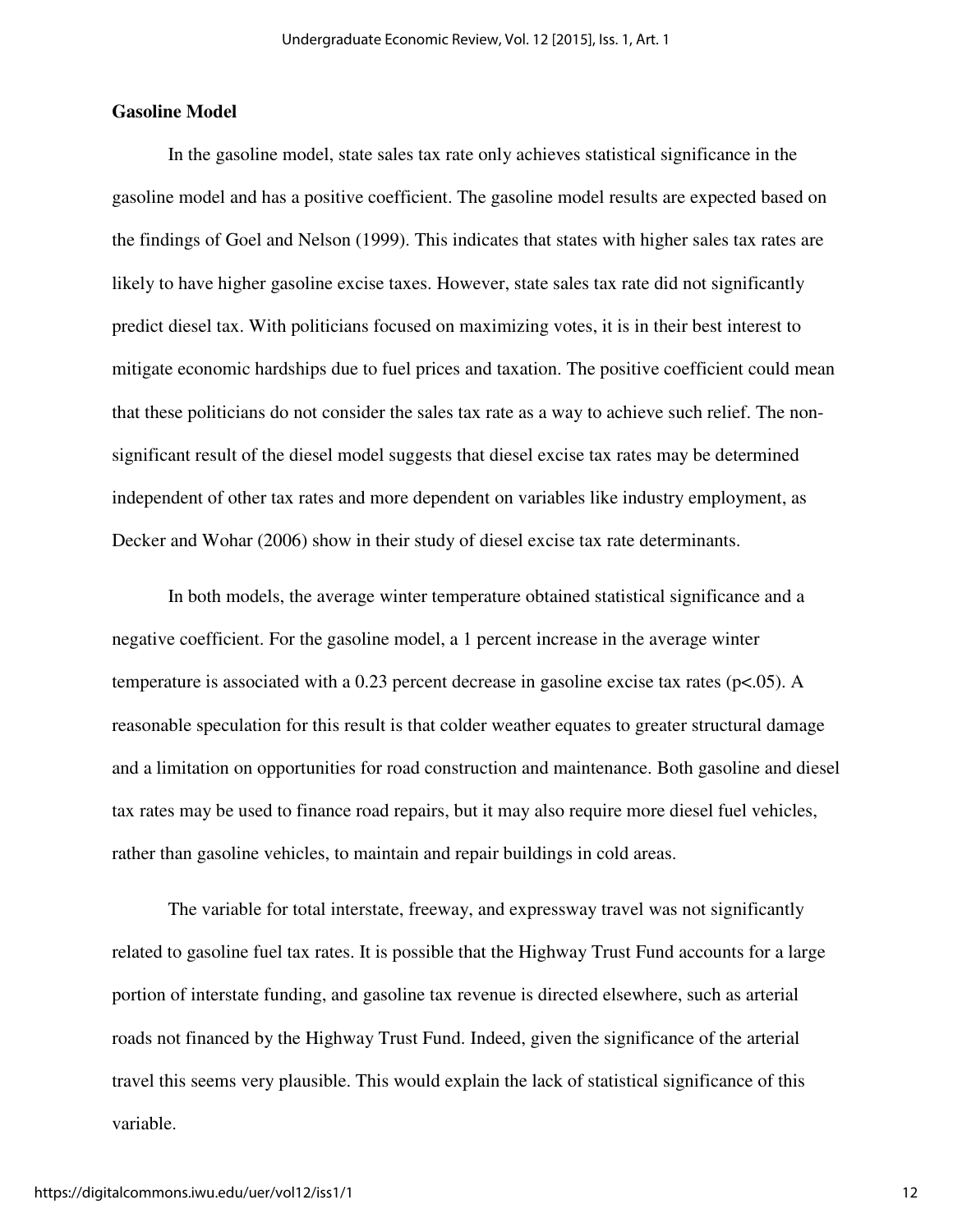### Gasoline Model

In the gasoline model, state sales tax rate only achieves statistical significance in the gasoline model and has a positive coefficient. The gasoline model results are expected based on the findings of Goel and Nelson (1999). This indicates that states with higher sales tax rates are likely to have higher gasoline excise taxes. However, state sales tax rate did not significantly predict diesel tax. With politicians focused on maximizing votes, it is in their best interest to mitigate economic hardships due to fuel prices and taxation. The positive coefficient could mean that these politicians do not consider the sales tax rate as a way to achieve such relief. The non-significant result of the diesel model suggests that diesel excise tax rates may be determined independent of other tax rates and more dependent on variables like industry employment, as Decker and Wohar (2006) show in their study of diesel excise tax rate determinants.

In both models, the average winter temperature obtained statistical significance and a negative coefficient. For the gasoline model, a 1 percent increase in the average winter temperature is associated with a 0.23 percent decrease in gasoline excise tax rates ($p<.05$). A reasonable speculation for this result is that colder weather equates to greater structural damage and a limitation on opportunities for road construction and maintenance. Both gasoline and diesel tax rates may be used to finance road repairs, but it may also require more diesel fuel vehicles, rather than gasoline vehicles, to maintain and repair buildings in cold areas.

The variable for total interstate, freeway, and expressway travel was not significantly related to gasoline fuel tax rates. It is possible that the Highway Trust Fund accounts for a large portion of interstate funding, and gasoline tax revenue is directed elsewhere, such as arterial roads not financed by the Highway Trust Fund. Indeed, given the significance of the arterial travel this seems very plausible. This would explain the lack of statistical significance of this variable.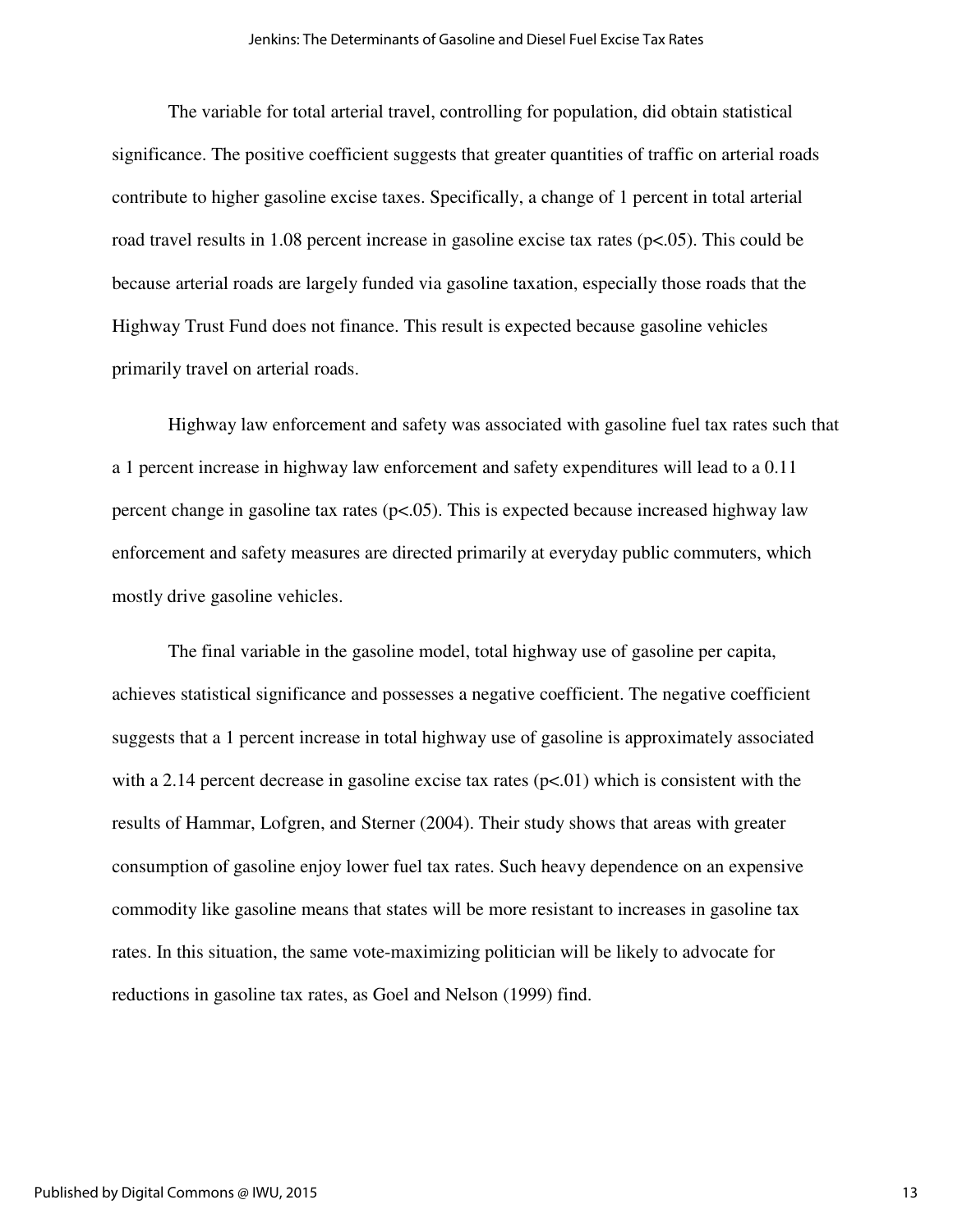The variable for total arterial travel, controlling for population, did obtain statistical significance. The positive coefficient suggests that greater quantities of traffic on arterial roads contribute to higher gasoline excise taxes. Specifically, a change of 1 percent in total arterial road travel results in 1.08 percent increase in gasoline excise tax rates ($p<.05$). This could be because arterial roads are largely funded via gasoline taxation, especially those roads that the Highway Trust Fund does not finance. This result is expected because gasoline vehicles primarily travel on arterial roads.

Highway law enforcement and safety was associated with gasoline fuel tax rates such that a 1 percent increase in highway law enforcement and safety expenditures will lead to a 0.11 percent change in gasoline tax rates ($p<.05$). This is expected because increased highway law enforcement and safety measures are directed primarily at everyday public commuters, which mostly drive gasoline vehicles.

The final variable in the gasoline model, total highway use of gasoline per capita, achieves statistical significance and possesses a negative coefficient. The negative coefficient suggests that a 1 percent increase in total highway use of gasoline is approximately associated with a 2.14 percent decrease in gasoline excise tax rates ($p<.01$) which is consistent with the results of Hammar, Lofgren, and Sterner (2004). Their study shows that areas with greater consumption of gasoline enjoy lower fuel tax rates. Such heavy dependence on an expensive commodity like gasoline means that states will be more resistant to increases in gasoline tax rates. In this situation, the same vote-maximizing politician will be likely to advocate for reductions in gasoline tax rates, as Goel and Nelson (1999) find.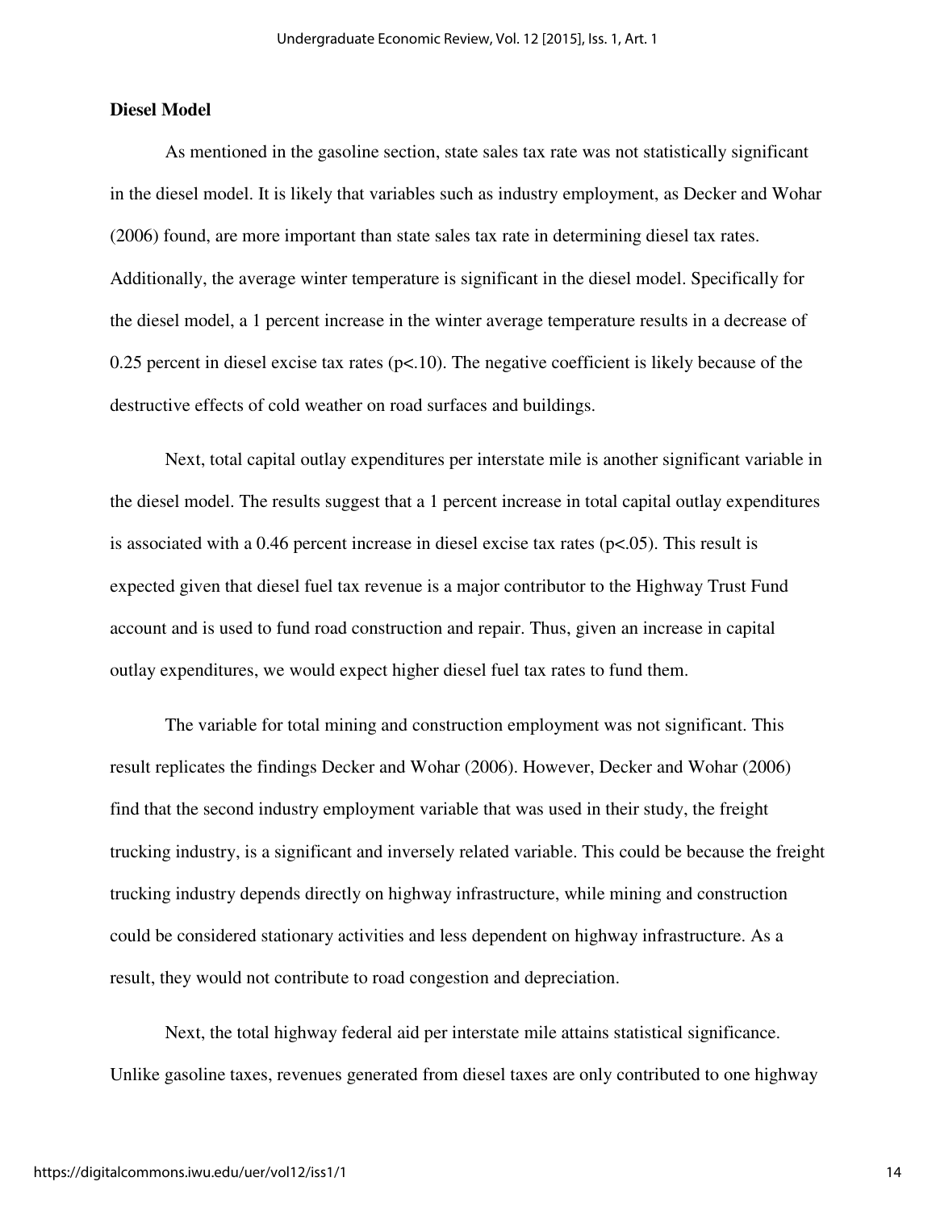**Diesel Model**

As mentioned in the gasoline section, state sales tax rate was not statistically significant in the diesel model. It is likely that variables such as industry employment, as Decker and Wohar (2006) found, are more important than state sales tax rate in determining diesel tax rates. Additionally, the average winter temperature is significant in the diesel model. Specifically for the diesel model, a 1 percent increase in the winter average temperature results in a decrease of 0.25 percent in diesel excise tax rates ($p<.10$). The negative coefficient is likely because of the destructive effects of cold weather on road surfaces and buildings.

Next, total capital outlay expenditures per interstate mile is another significant variable in the diesel model. The results suggest that a 1 percent increase in total capital outlay expenditures is associated with a 0.46 percent increase in diesel excise tax rates ($p<.05$). This result is expected given that diesel fuel tax revenue is a major contributor to the Highway Trust Fund account and is used to fund road construction and repair. Thus, given an increase in capital outlay expenditures, we would expect higher diesel fuel tax rates to fund them.

The variable for total mining and construction employment was not significant. This result replicates the findings Decker and Wohar (2006). However, Decker and Wohar (2006) find that the second industry employment variable that was used in their study, the freight trucking industry, is a significant and inversely related variable. This could be because the freight trucking industry depends directly on highway infrastructure, while mining and construction could be considered stationary activities and less dependent on highway infrastructure. As a result, they would not contribute to road congestion and depreciation.

Next, the total highway federal aid per interstate mile attains statistical significance. Unlike gasoline taxes, revenues generated from diesel taxes are only contributed to one highway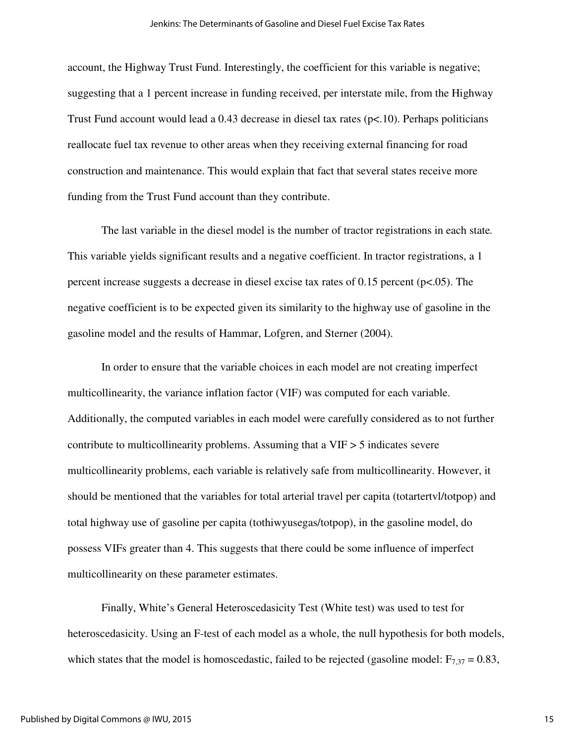account, the Highway Trust Fund. Interestingly, the coefficient for this variable is negative; suggesting that a 1 percent increase in funding received, per interstate mile, from the Highway Trust Fund account would lead a 0.43 decrease in diesel tax rates ($p<.10$). Perhaps politicians reallocate fuel tax revenue to other areas when they receiving external financing for road construction and maintenance. This would explain that fact that several states receive more funding from the Trust Fund account than they contribute.

The last variable in the diesel model is the number of tractor registrations in each state. This variable yields significant results and a negative coefficient. In tractor registrations, a 1 percent increase suggests a decrease in diesel excise tax rates of 0.15 percent ($p<.05$). The negative coefficient is to be expected given its similarity to the highway use of gasoline in the gasoline model and the results of Hammar, Lofgren, and Sterner (2004).

In order to ensure that the variable choices in each model are not creating imperfect multicollinearity, the variance inflation factor (VIF) was computed for each variable. Additionally, the computed variables in each model were carefully considered as to not further contribute to multicollinearity problems. Assuming that a VIF > 5 indicates severe multicollinearity problems, each variable is relatively safe from multicollinearity. However, it should be mentioned that the variables for total arterial travel per capita (totartertvl/totpop) and total highway use of gasoline per capita (tothiwyusegas/totpop), in the gasoline model, do possess VIFs greater than 4. This suggests that there could be some influence of imperfect multicollinearity on these parameter estimates.

Finally, White's General Heteroscedasicity Test (White test) was used to test for heteroscedasicity. Using an F-test of each model as a whole, the null hypothesis for both models, which states that the model is homoscedastic, failed to be rejected (gasoline model: $F_{7,37} = 0.83$,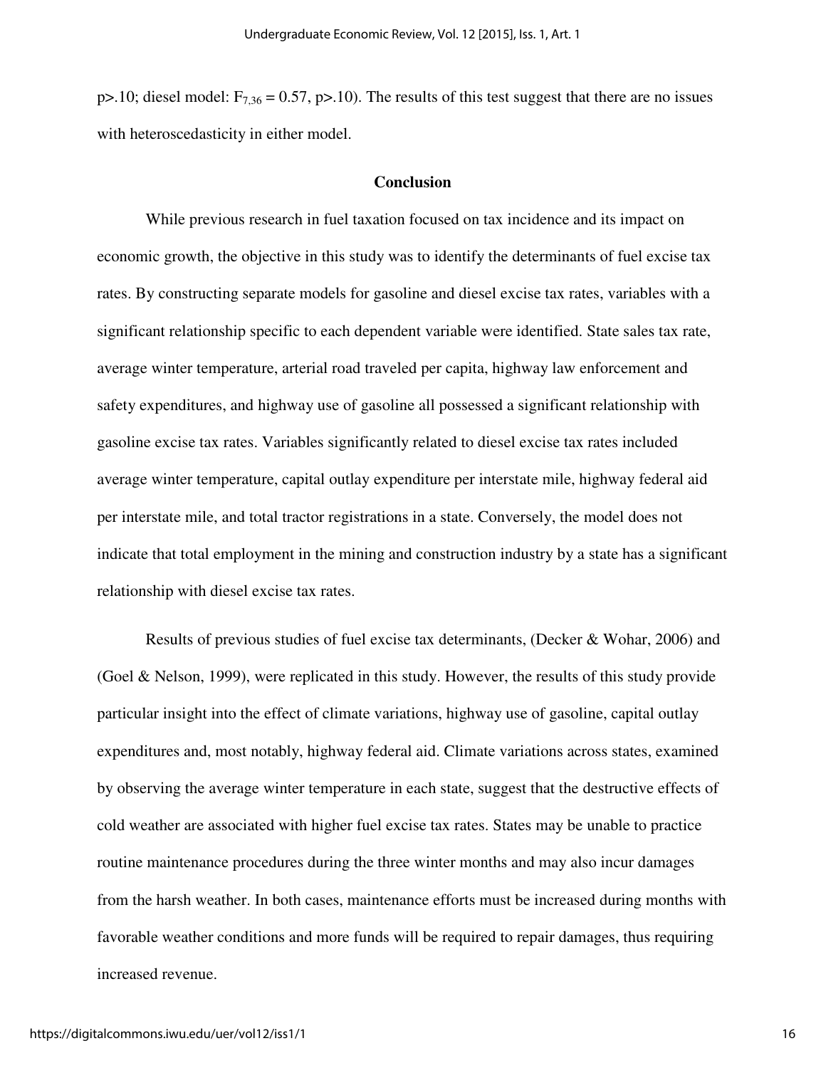p>.10; diesel model: $F_{7,36} = 0.57$, p>.10). The results of this test suggest that there are no issues with heteroscedasticity in either model.

## Conclusion

While previous research in fuel taxation focused on tax incidence and its impact on economic growth, the objective in this study was to identify the determinants of fuel excise tax rates. By constructing separate models for gasoline and diesel excise tax rates, variables with a significant relationship specific to each dependent variable were identified. State sales tax rate, average winter temperature, arterial road traveled per capita, highway law enforcement and safety expenditures, and highway use of gasoline all possessed a significant relationship with gasoline excise tax rates. Variables significantly related to diesel excise tax rates included average winter temperature, capital outlay expenditure per interstate mile, highway federal aid per interstate mile, and total tractor registrations in a state. Conversely, the model does not indicate that total employment in the mining and construction industry by a state has a significant relationship with diesel excise tax rates.

Results of previous studies of fuel excise tax determinants, (Decker & Wohar, 2006) and (Goel & Nelson, 1999), were replicated in this study. However, the results of this study provide particular insight into the effect of climate variations, highway use of gasoline, capital outlay expenditures and, most notably, highway federal aid. Climate variations across states, examined by observing the average winter temperature in each state, suggest that the destructive effects of cold weather are associated with higher fuel excise tax rates. States may be unable to practice routine maintenance procedures during the three winter months and may also incur damages from the harsh weather. In both cases, maintenance efforts must be increased during months with favorable weather conditions and more funds will be required to repair damages, thus requiring increased revenue.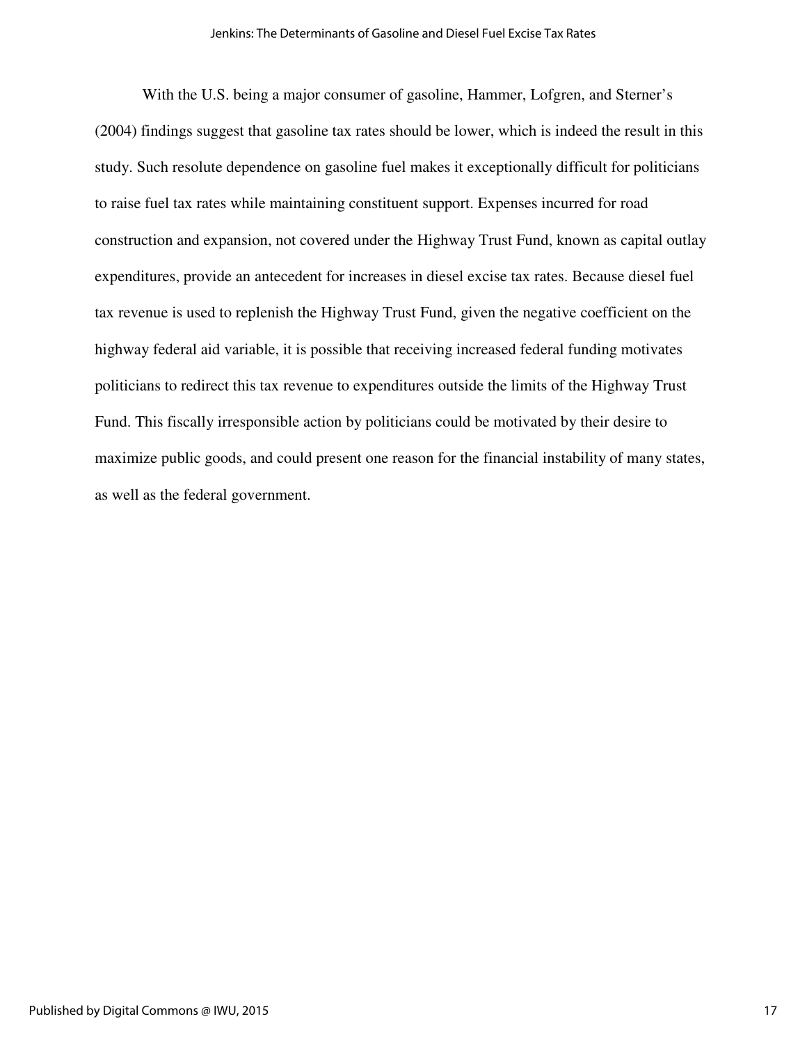With the U.S. being a major consumer of gasoline, Hammer, Lofgren, and Sterner's (2004) findings suggest that gasoline tax rates should be lower, which is indeed the result in this study. Such resolute dependence on gasoline fuel makes it exceptionally difficult for politicians to raise fuel tax rates while maintaining constituent support. Expenses incurred for road construction and expansion, not covered under the Highway Trust Fund, known as capital outlay expenditures, provide an antecedent for increases in diesel excise tax rates. Because diesel fuel tax revenue is used to replenish the Highway Trust Fund, given the negative coefficient on the highway federal aid variable, it is possible that receiving increased federal funding motivates politicians to redirect this tax revenue to expenditures outside the limits of the Highway Trust Fund. This fiscally irresponsible action by politicians could be motivated by their desire to maximize public goods, and could present one reason for the financial instability of many states, as well as the federal government.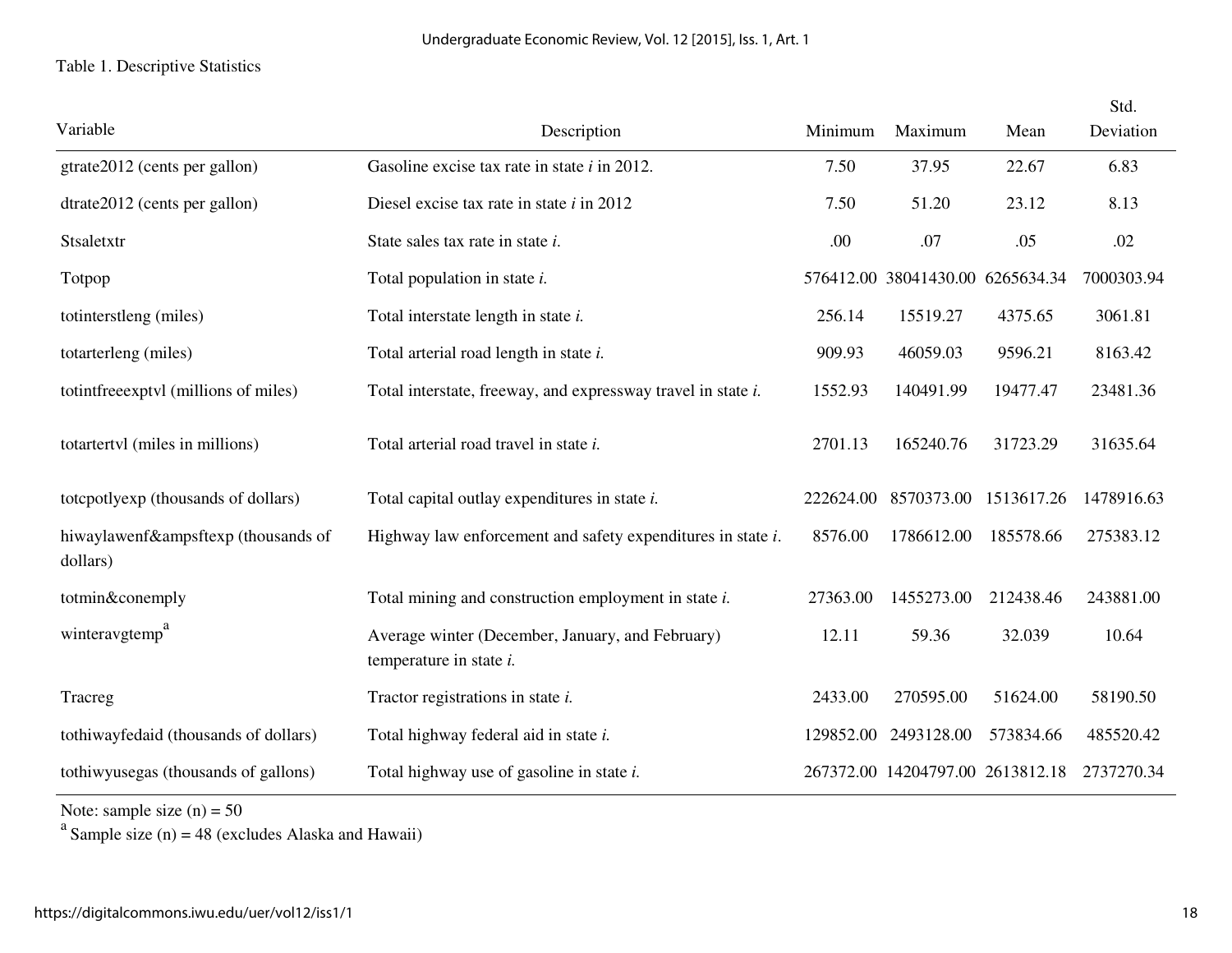Table 1. Descriptive Statistics

| Variable | Description | Minimum | Maximum | Mean | Std. Deviation |
|---|---|---|---|---|---|
| gtrate2012 (cents per gallon) | Gasoline excise tax rate in state *i* in 2012. | 7.50 | 37.95 | 22.67 | 6.83 |
| dtrate2012 (cents per gallon) | Diesel excise tax rate in state *i* in 2012 | 7.50 | 51.20 | 23.12 | 8.13 |
| Stsaletxtr | State sales tax rate in state *i*. | .00 | .07 | .05 | .02 |
| Totpop | Total population in state *i*. | 576412.00 | 38041430.00 | 6265634.34 | 7000303.94 |
| totinterstleng (miles) | Total interstate length in state *i*. | 256.14 | 15519.27 | 4375.65 | 3061.81 |
| totarterleng (miles) | Total arterial road length in state *i*. | 909.93 | 46059.03 | 9596.21 | 8163.42 |
| totintfreeexptvl (millions of miles) | Total interstate, freeway, and expressway travel in state *i*. | 1552.93 | 140491.99 | 19477.47 | 23481.36 |
| totartertvl (miles in millions) | Total arterial road travel in state *i*. | 2701.13 | 165240.76 | 31723.29 | 31635.64 |
| totcpotlyexp (thousands of dollars) | Total capital outlay expenditures in state *i*. | 222624.00 | 8570373.00 | 1513617.26 | 1478916.63 |
| hiwaylawenf&ampsftexp (thousands of dollars) | Highway law enforcement and safety expenditures in state *i*. | 8576.00 | 1786612.00 | 185578.66 | 275383.12 |
| totmin&conemply | Total mining and construction employment in state *i*. | 27363.00 | 1455273.00 | 212438.46 | 243881.00 |
| winteravgtemp[a] | Average winter (December, January, and February) temperature in state *i*. | 12.11 | 59.36 | 32.039 | 10.64 |
| Tracreg | Tractor registrations in state *i*. | 2433.00 | 270595.00 | 51624.00 | 58190.50 |
| tothiwayfedaid (thousands of dollars) | Total highway federal aid in state *i*. | 129852.00 | 2493128.00 | 573834.66 | 485520.42 |
| tothiwyusegas (thousands of gallons) | Total highway use of gasoline in state *i*. | 267372.00 | 14204797.00 | 2613812.18 | 2737270.34 |

Note: sample size (n) = 50

[a] Sample size (n) = 48 (excludes Alaska and Hawaii)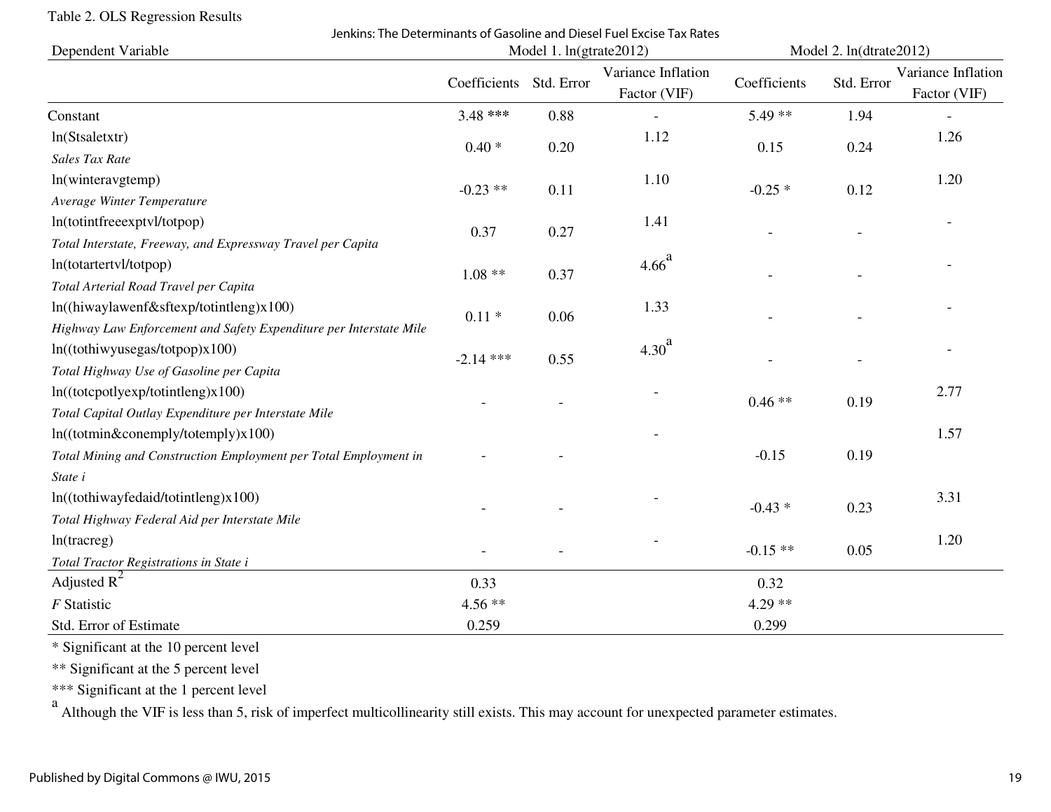Table 2. OLS Regression Results

| Dependent Variable | Model 1. ln(gtrate2012) | | | Model 2. ln(dtrate2012) | | |
|---|---|---|---|---|---|---|
| | Coefficients | Std. Error | Variance Inflation Factor (VIF) | Coefficients | Std. Error | Variance Inflation Factor (VIF) |
| Constant | 3.48 *** | 0.88 | - | 5.49 ** | 1.94 | - |
| ln(Stsaletxtr) *Sales Tax Rate* | 0.40 * | 0.20 | 1.12 | 0.15 | 0.24 | 1.26 |
| ln(winteravgtemp) *Average Winter Temperature* | -0.23 ** | 0.11 | 1.10 | -0.25 * | 0.12 | 1.20 |
| ln(totintfreeexptvl/totpop) *Total Interstate, Freeway, and Expressway Travel per Capita* | 0.37 | 0.27 | 1.41 | - | - | - |
| ln(totartertvl/totpop) *Total Arterial Road Travel per Capita* | 1.08 ** | 0.37 | 4.66[a] | - | - | - |
| ln((hiwaylawenf&sftexp/totintleng)x100) *Highway Law Enforcement and Safety Expenditure per Interstate Mile* | 0.11 * | 0.06 | 1.33 | - | - | - |
| ln((tothiwyusegas/totpop)x100) *Total Highway Use of Gasoline per Capita* | -2.14 *** | 0.55 | 4.30[a] | - | - | - |
| ln((totcpotlyexp/totintleng)x100) *Total Capital Outlay Expenditure per Interstate Mile* | - | - | - | 0.46 ** | 0.19 | 2.77 |
| ln((totmin&conemply/totemply)x100) *Total Mining and Construction Employment per Total Employment in State i* | - | - | - | -0.15 | 0.19 | 1.57 |
| ln((tothiwayfedaid/totintleng)x100) *Total Highway Federal Aid per Interstate Mile* | - | - | - | -0.43 * | 0.23 | 3.31 |
| ln(tracreg) *Total Tractor Registrations in State i* | - | - | - | -0.15 ** | 0.05 | 1.20 |
| Adjusted $R^2$ | 0.33 | | | 0.32 | | |
| *F* Statistic | 4.56 ** | | | 4.29 ** | | |
| Std. Error of Estimate | 0.259 | | | 0.299 | | |

\* Significant at the 10 percent level

\*\* Significant at the 5 percent level

\*\*\* Significant at the 1 percent level

[a] Although the VIF is less than 5, risk of imperfect multicollinearity still exists. This may account for unexpected parameter estimates.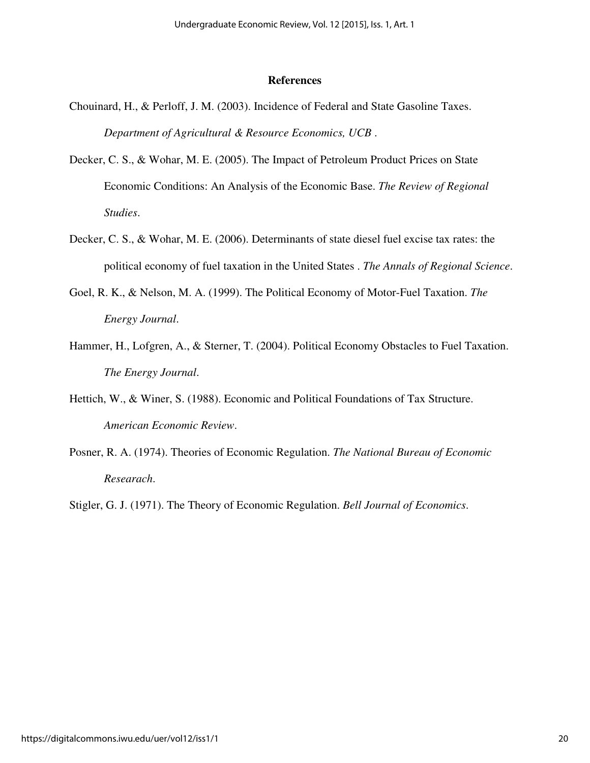## References

Chouinard, H., & Perloff, J. M. (2003). Incidence of Federal and State Gasoline Taxes. *Department of Agricultural & Resource Economics, UCB* .

Decker, C. S., & Wohar, M. E. (2005). The Impact of Petroleum Product Prices on State Economic Conditions: An Analysis of the Economic Base. *The Review of Regional Studies*.

Decker, C. S., & Wohar, M. E. (2006). Determinants of state diesel fuel excise tax rates: the political economy of fuel taxation in the United States . *The Annals of Regional Science*.

Goel, R. K., & Nelson, M. A. (1999). The Political Economy of Motor-Fuel Taxation. *The Energy Journal*.

Hammer, H., Lofgren, A., & Sterner, T. (2004). Political Economy Obstacles to Fuel Taxation. *The Energy Journal*.

Hettich, W., & Winer, S. (1988). Economic and Political Foundations of Tax Structure. *American Economic Review*.

Posner, R. A. (1974). Theories of Economic Regulation. *The National Bureau of Economic Researach*.

Stigler, G. J. (1971). The Theory of Economic Regulation. *Bell Journal of Economics*.